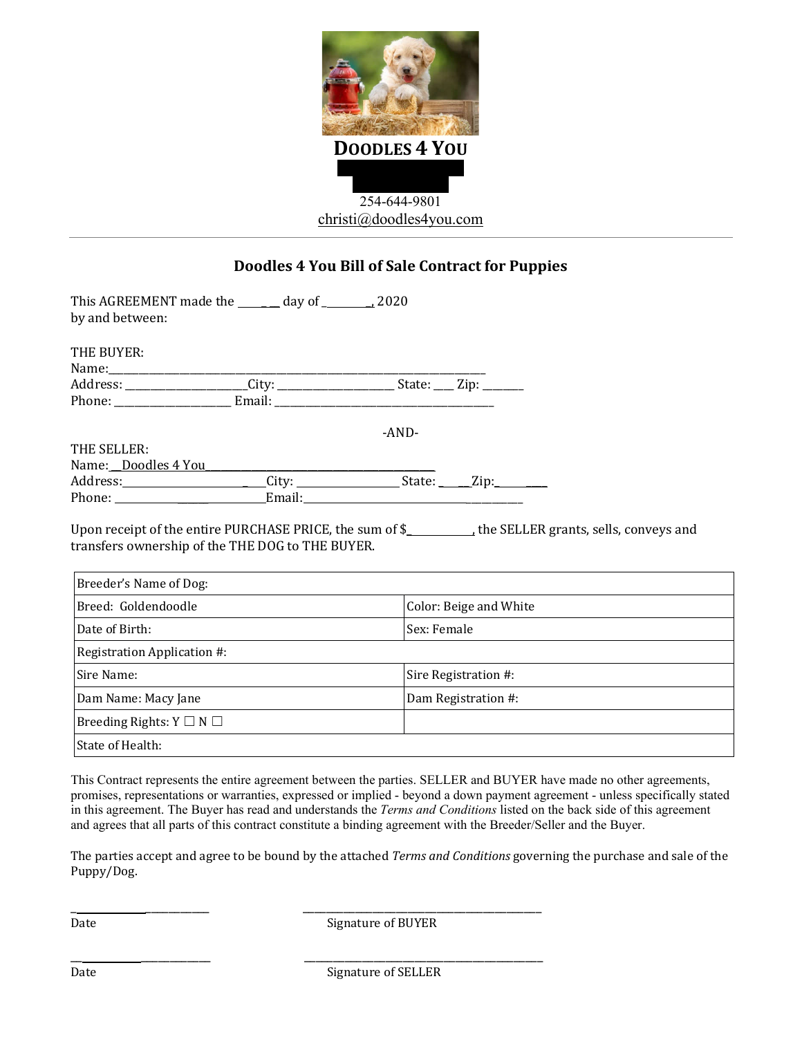# DOODLES 4 YOU

254-644-9801
christi@doodles4you.com

---

## Doodles 4 You Bill of Sale Contract for Puppies

This AGREEMENT made the ______ day of _________, 2020
by and between:

THE BUYER:
Name:_______________________________________________________________________
Address: _______________________City: ______________________ State: ___ Zip: _______
Phone: ______________________ Email: __________________________________________

-AND-

THE SELLER:
Name:__Doodles 4 You_____________________________________________
Address:__________________________City: ___________________ State: ______Zip:___________
Phone: ______________________________Email:___________________________________________

Upon receipt of the entire PURCHASE PRICE, the sum of $____________, the SELLER grants, sells, conveys and transfers ownership of the THE DOG to THE BUYER.

| Breeder's Name of Dog: | |
|---|---|
| Breed: Goldendoodle | Color: Beige and White |
| Date of Birth: | Sex: Female |
| Registration Application #: | |
| Sire Name: | Sire Registration #: |
| Dam Name: Macy Jane | Dam Registration #: |
| Breeding Rights: Y ☐ N ☐ | |
| State of Health: | |

This Contract represents the entire agreement between the parties. SELLER and BUYER have made no other agreements, promises, representations or warranties, expressed or implied - beyond a down payment agreement - unless specifically stated in this agreement. The Buyer has read and understands the *Terms and Conditions* listed on the back side of this agreement and agrees that all parts of this contract constitute a binding agreement with the Breeder/Seller and the Buyer.

The parties accept and agree to be bound by the attached *Terms and Conditions* governing the purchase and sale of the Puppy/Dog.

___________________________ ____________________________________________
Date Signature of BUYER

___________________________ ____________________________________________
Date Signature of SELLER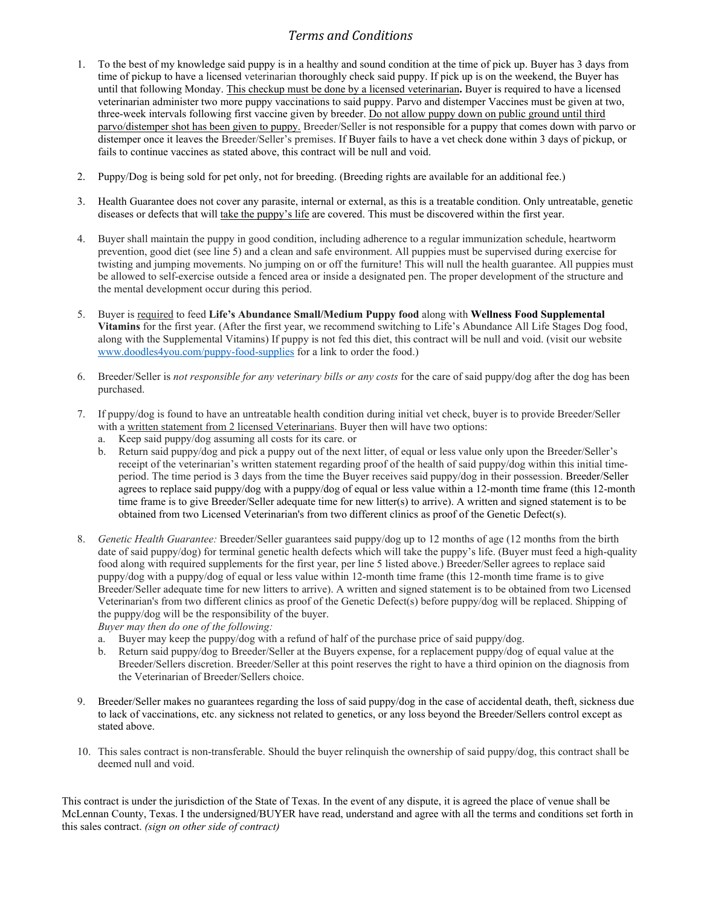# *Terms and Conditions*

1. To the best of my knowledge said puppy is in a healthy and sound condition at the time of pick up. Buyer has 3 days from time of pickup to have a licensed veterinarian thoroughly check said puppy. If pick up is on the weekend, the Buyer has until that following Monday. <u>This checkup must be done by a licensed veterinarian</u>**.** Buyer is required to have a licensed veterinarian administer two more puppy vaccinations to said puppy. Parvo and distemper Vaccines must be given at two, three-week intervals following first vaccine given by breeder. <u>Do not allow puppy down on public ground until third parvo/distemper shot has been given to puppy.</u> Breeder/Seller is not responsible for a puppy that comes down with parvo or distemper once it leaves the Breeder/Seller's premises. If Buyer fails to have a vet check done within 3 days of pickup, or fails to continue vaccines as stated above, this contract will be null and void.

2. Puppy/Dog is being sold for pet only, not for breeding. (Breeding rights are available for an additional fee.)

3. Health Guarantee does not cover any parasite, internal or external, as this is a treatable condition. Only untreatable, genetic diseases or defects that will <u>take the puppy's life</u> are covered. This must be discovered within the first year.

4. Buyer shall maintain the puppy in good condition, including adherence to a regular immunization schedule, heartworm prevention, good diet (see line 5) and a clean and safe environment. All puppies must be supervised during exercise for twisting and jumping movements. No jumping on or off the furniture! This will null the health guarantee. All puppies must be allowed to self-exercise outside a fenced area or inside a designated pen. The proper development of the structure and the mental development occur during this period.

5. Buyer is <u>required</u> to feed **Life's Abundance Small/Medium Puppy food** along with **Wellness Food Supplemental Vitamins** for the first year. (After the first year, we recommend switching to Life's Abundance All Life Stages Dog food, along with the Supplemental Vitamins) If puppy is not fed this diet, this contract will be null and void. (visit our website www.doodles4you.com/puppy-food-supplies for a link to order the food.)

6. Breeder/Seller is *not responsible for any veterinary bills or any costs* for the care of said puppy/dog after the dog has been purchased.

7. If puppy/dog is found to have an untreatable health condition during initial vet check, buyer is to provide Breeder/Seller with a <u>written statement from 2 licensed Veterinarians</u>. Buyer then will have two options:
   a. Keep said puppy/dog assuming all costs for its care. or
   b. Return said puppy/dog and pick a puppy out of the next litter, of equal or less value only upon the Breeder/Seller's receipt of the veterinarian's written statement regarding proof of the health of said puppy/dog within this initial time-period. The time period is 3 days from the time the Buyer receives said puppy/dog in their possession. Breeder/Seller agrees to replace said puppy/dog with a puppy/dog of equal or less value within a 12-month time frame (this 12-month time frame is to give Breeder/Seller adequate time for new litter(s) to arrive). A written and signed statement is to be obtained from two Licensed Veterinarian's from two different clinics as proof of the Genetic Defect(s).

8. *Genetic Health Guarantee:* Breeder/Seller guarantees said puppy/dog up to 12 months of age (12 months from the birth date of said puppy/dog) for terminal genetic health defects which will take the puppy's life. (Buyer must feed a high-quality food along with required supplements for the first year, per line 5 listed above.) Breeder/Seller agrees to replace said puppy/dog with a puppy/dog of equal or less value within 12-month time frame (this 12-month time frame is to give Breeder/Seller adequate time for new litters to arrive). A written and signed statement is to be obtained from two Licensed Veterinarian's from two different clinics as proof of the Genetic Defect(s) before puppy/dog will be replaced. Shipping of the puppy/dog will be the responsibility of the buyer.
   *Buyer may then do one of the following:*
   a. Buyer may keep the puppy/dog with a refund of half of the purchase price of said puppy/dog.
   b. Return said puppy/dog to Breeder/Seller at the Buyers expense, for a replacement puppy/dog of equal value at the Breeder/Sellers discretion. Breeder/Seller at this point reserves the right to have a third opinion on the diagnosis from the Veterinarian of Breeder/Sellers choice.

9. Breeder/Seller makes no guarantees regarding the loss of said puppy/dog in the case of accidental death, theft, sickness due to lack of vaccinations, etc. any sickness not related to genetics, or any loss beyond the Breeder/Sellers control except as stated above.

10. This sales contract is non-transferable. Should the buyer relinquish the ownership of said puppy/dog, this contract shall be deemed null and void.

This contract is under the jurisdiction of the State of Texas. In the event of any dispute, it is agreed the place of venue shall be McLennan County, Texas. I the undersigned/BUYER have read, understand and agree with all the terms and conditions set forth in this sales contract. *(sign on other side of contract)*